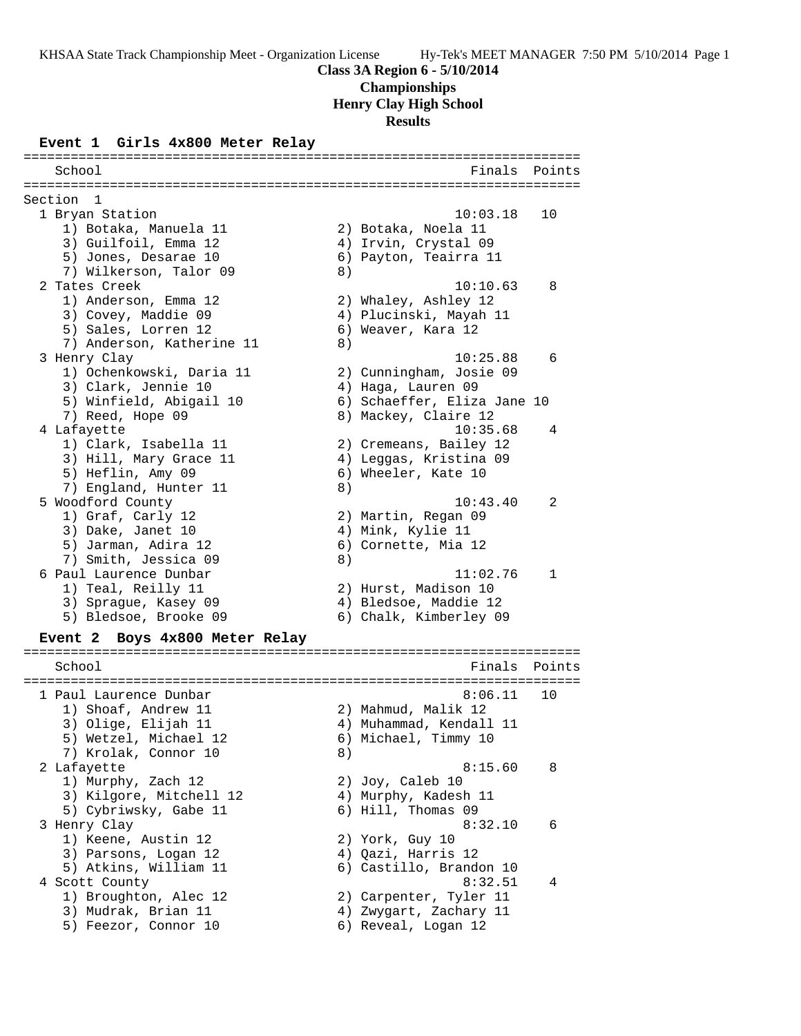KHSAA State Track Championship Meet - Organization License    Hy-Tek's MEET MANAGER 7:50 PM 5/10/2014 Page 1

# Class 3A Region 6 - 5/10/2014
## Championships
## Henry Clay High School
## Results

### Event 1 Girls 4x800 Meter Relay

```
=======================================================================
    School                                            Finals  Points
=======================================================================
Section  1
  1 Bryan Station                                   10:03.18   10
     1) Botaka, Manuela 11              2) Botaka, Noela 11
     3) Guilfoil, Emma 12               4) Irvin, Crystal 09
     5) Jones, Desarae 10               6) Payton, Teairra 11
     7) Wilkerson, Talor 09             8)
  2 Tates Creek                                     10:10.63    8
     1) Anderson, Emma 12               2) Whaley, Ashley 12
     3) Covey, Maddie 09                4) Plucinski, Mayah 11
     5) Sales, Lorren 12                6) Weaver, Kara 12
     7) Anderson, Katherine 11          8)
  3 Henry Clay                                      10:25.88    6
     1) Ochenkowski, Daria 11           2) Cunningham, Josie 09
     3) Clark, Jennie 10                4) Haga, Lauren 09
     5) Winfield, Abigail 10            6) Schaeffer, Eliza Jane 10
     7) Reed, Hope 09                   8) Mackey, Claire 12
  4 Lafayette                                       10:35.68    4
     1) Clark, Isabella 11              2) Cremeans, Bailey 12
     3) Hill, Mary Grace 11             4) Leggas, Kristina 09
     5) Heflin, Amy 09                  6) Wheeler, Kate 10
     7) England, Hunter 11              8)
  5 Woodford County                                 10:43.40    2
     1) Graf, Carly 12                  2) Martin, Regan 09
     3) Dake, Janet 10                  4) Mink, Kylie 11
     5) Jarman, Adira 12                6) Cornette, Mia 12
     7) Smith, Jessica 09               8)
  6 Paul Laurence Dunbar                            11:02.76    1
     1) Teal, Reilly 11                 2) Hurst, Madison 10
     3) Sprague, Kasey 09               4) Bledsoe, Maddie 12
     5) Bledsoe, Brooke 09              6) Chalk, Kimberley 09
```

### Event 2 Boys 4x800 Meter Relay

```
=======================================================================
    School                                            Finals  Points
=======================================================================
  1 Paul Laurence Dunbar                             8:06.11   10
     1) Shoaf, Andrew 11                2) Mahmud, Malik 12
     3) Olige, Elijah 11                4) Muhammad, Kendall 11
     5) Wetzel, Michael 12              6) Michael, Timmy 10
     7) Krolak, Connor 10               8)
  2 Lafayette                                        8:15.60    8
     1) Murphy, Zach 12                 2) Joy, Caleb 10
     3) Kilgore, Mitchell 12            4) Murphy, Kadesh 11
     5) Cybriwsky, Gabe 11              6) Hill, Thomas 09
  3 Henry Clay                                       8:32.10    6
     1) Keene, Austin 12                2) York, Guy 10
     3) Parsons, Logan 12               4) Qazi, Harris 12
     5) Atkins, William 11              6) Castillo, Brandon 10
  4 Scott County                                     8:32.51    4
     1) Broughton, Alec 12              2) Carpenter, Tyler 11
     3) Mudrak, Brian 11                4) Zwygart, Zachary 11
     5) Feezor, Connor 10               6) Reveal, Logan 12
```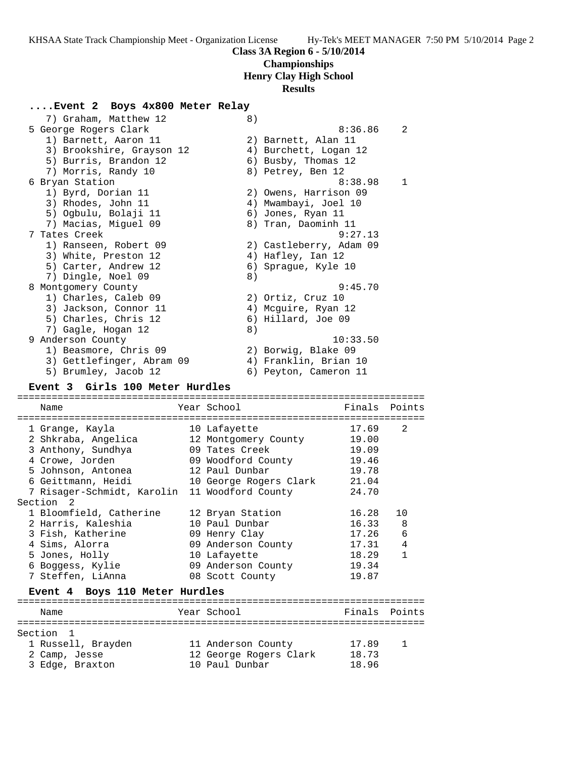**Class 3A Region 6 - 5/10/2014**
**Championships**
**Henry Clay High School**
**Results**

### ....Event 2 Boys 4x800 Meter Relay

```
   7) Graham, Matthew 12              8)
 5 George Rogers Clark                               8:36.86    2
   1) Barnett, Aaron 11               2) Barnett, Alan 11
   3) Brookshire, Grayson 12          4) Burchett, Logan 12
   5) Burris, Brandon 12              6) Busby, Thomas 12
   7) Morris, Randy 10                8) Petrey, Ben 12
 6 Bryan Station                                     8:38.98    1
   1) Byrd, Dorian 11                 2) Owens, Harrison 09
   3) Rhodes, John 11                 4) Mwambayi, Joel 10
   5) Ogbulu, Bolaji 11               6) Jones, Ryan 11
   7) Macias, Miguel 09               8) Tran, Daominh 11
 7 Tates Creek                                       9:27.13
   1) Ranseen, Robert 09              2) Castleberry, Adam 09
   3) White, Preston 12               4) Hafley, Ian 12
   5) Carter, Andrew 12               6) Sprague, Kyle 10
   7) Dingle, Noel 09                 8)
 8 Montgomery County                                 9:45.70
   1) Charles, Caleb 09               2) Ortiz, Cruz 10
   3) Jackson, Connor 11              4) Mcguire, Ryan 12
   5) Charles, Chris 12               6) Hillard, Joe 09
   7) Gagle, Hogan 12                 8)
 9 Anderson County                                  10:33.50
   1) Beasmore, Chris 09              2) Borwig, Blake 09
   3) Gettlefinger, Abram 09          4) Franklin, Brian 10
   5) Brumley, Jacob 12               6) Peyton, Cameron 11
```

### Event 3 Girls 100 Meter Hurdles

| | Name | Year | School | Finals | Points |
|---|---|---|---|---|---|
| 1 | Grange, Kayla | 10 | Lafayette | 17.69 | 2 |
| 2 | Shkraba, Angelica | 12 | Montgomery County | 19.00 | |
| 3 | Anthony, Sundhya | 09 | Tates Creek | 19.09 | |
| 4 | Crowe, Jorden | 09 | Woodford County | 19.46 | |
| 5 | Johnson, Antonea | 12 | Paul Dunbar | 19.78 | |
| 6 | Geittmann, Heidi | 10 | George Rogers Clark | 21.04 | |
| 7 | Risager-Schmidt, Karolin | 11 | Woodford County | 24.70 | |
| **Section 2** | | | | | |
| 1 | Bloomfield, Catherine | 12 | Bryan Station | 16.28 | 10 |
| 2 | Harris, Kaleshia | 10 | Paul Dunbar | 16.33 | 8 |
| 3 | Fish, Katherine | 09 | Henry Clay | 17.26 | 6 |
| 4 | Sims, Alorra | 09 | Anderson County | 17.31 | 4 |
| 5 | Jones, Holly | 10 | Lafayette | 18.29 | 1 |
| 6 | Boggess, Kylie | 09 | Anderson County | 19.34 | |
| 7 | Steffen, LiAnna | 08 | Scott County | 19.87 | |

### Event 4 Boys 110 Meter Hurdles

| | Name | Year | School | Finals | Points |
|---|---|---|---|---|---|
| **Section 1** | | | | | |
| 1 | Russell, Brayden | 11 | Anderson County | 17.89 | 1 |
| 2 | Camp, Jesse | 12 | George Rogers Clark | 18.73 | |
| 3 | Edge, Braxton | 10 | Paul Dunbar | 18.96 | |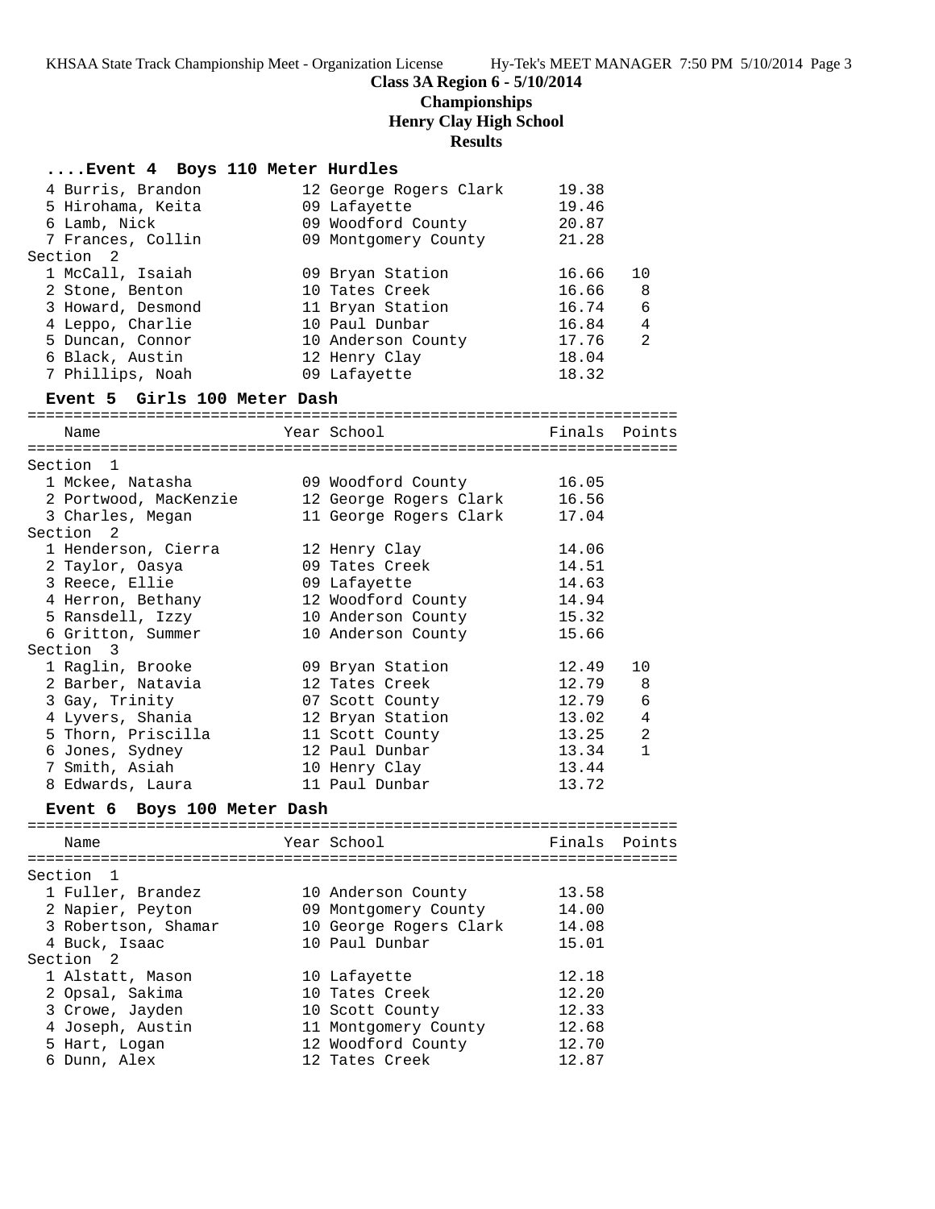**Class 3A Region 6 - 5/10/2014**
**Championships**
**Henry Clay High School**
**Results**

### ....Event 4 Boys 110 Meter Hurdles

| Place | Name | Year | School | Finals | Points |
|---|---|---|---|---|---|
| 4 | Burris, Brandon | 12 | George Rogers Clark | 19.38 | |
| 5 | Hirohama, Keita | 09 | Lafayette | 19.46 | |
| 6 | Lamb, Nick | 09 | Woodford County | 20.87 | |
| 7 | Frances, Collin | 09 | Montgomery County | 21.28 | |
| **Section 2** | | | | | |
| 1 | McCall, Isaiah | 09 | Bryan Station | 16.66 | 10 |
| 2 | Stone, Benton | 10 | Tates Creek | 16.66 | 8 |
| 3 | Howard, Desmond | 11 | Bryan Station | 16.74 | 6 |
| 4 | Leppo, Charlie | 10 | Paul Dunbar | 16.84 | 4 |
| 5 | Duncan, Connor | 10 | Anderson County | 17.76 | 2 |
| 6 | Black, Austin | 12 | Henry Clay | 18.04 | |
| 7 | Phillips, Noah | 09 | Lafayette | 18.32 | |

### Event 5 Girls 100 Meter Dash

| Place | Name | Year | School | Finals | Points |
|---|---|---|---|---|---|
| **Section 1** | | | | | |
| 1 | Mckee, Natasha | 09 | Woodford County | 16.05 | |
| 2 | Portwood, MacKenzie | 12 | George Rogers Clark | 16.56 | |
| 3 | Charles, Megan | 11 | George Rogers Clark | 17.04 | |
| **Section 2** | | | | | |
| 1 | Henderson, Cierra | 12 | Henry Clay | 14.06 | |
| 2 | Taylor, Oasya | 09 | Tates Creek | 14.51 | |
| 3 | Reece, Ellie | 09 | Lafayette | 14.63 | |
| 4 | Herron, Bethany | 12 | Woodford County | 14.94 | |
| 5 | Ransdell, Izzy | 10 | Anderson County | 15.32 | |
| 6 | Gritton, Summer | 10 | Anderson County | 15.66 | |
| **Section 3** | | | | | |
| 1 | Raglin, Brooke | 09 | Bryan Station | 12.49 | 10 |
| 2 | Barber, Natavia | 12 | Tates Creek | 12.79 | 8 |
| 3 | Gay, Trinity | 07 | Scott County | 12.79 | 6 |
| 4 | Lyvers, Shania | 12 | Bryan Station | 13.02 | 4 |
| 5 | Thorn, Priscilla | 11 | Scott County | 13.25 | 2 |
| 6 | Jones, Sydney | 12 | Paul Dunbar | 13.34 | 1 |
| 7 | Smith, Asiah | 10 | Henry Clay | 13.44 | |
| 8 | Edwards, Laura | 11 | Paul Dunbar | 13.72 | |

### Event 6 Boys 100 Meter Dash

| Place | Name | Year | School | Finals | Points |
|---|---|---|---|---|---|
| **Section 1** | | | | | |
| 1 | Fuller, Brandez | 10 | Anderson County | 13.58 | |
| 2 | Napier, Peyton | 09 | Montgomery County | 14.00 | |
| 3 | Robertson, Shamar | 10 | George Rogers Clark | 14.08 | |
| 4 | Buck, Isaac | 10 | Paul Dunbar | 15.01 | |
| **Section 2** | | | | | |
| 1 | Alstatt, Mason | 10 | Lafayette | 12.18 | |
| 2 | Opsal, Sakima | 10 | Tates Creek | 12.20 | |
| 3 | Crowe, Jayden | 10 | Scott County | 12.33 | |
| 4 | Joseph, Austin | 11 | Montgomery County | 12.68 | |
| 5 | Hart, Logan | 12 | Woodford County | 12.70 | |
| 6 | Dunn, Alex | 12 | Tates Creek | 12.87 | |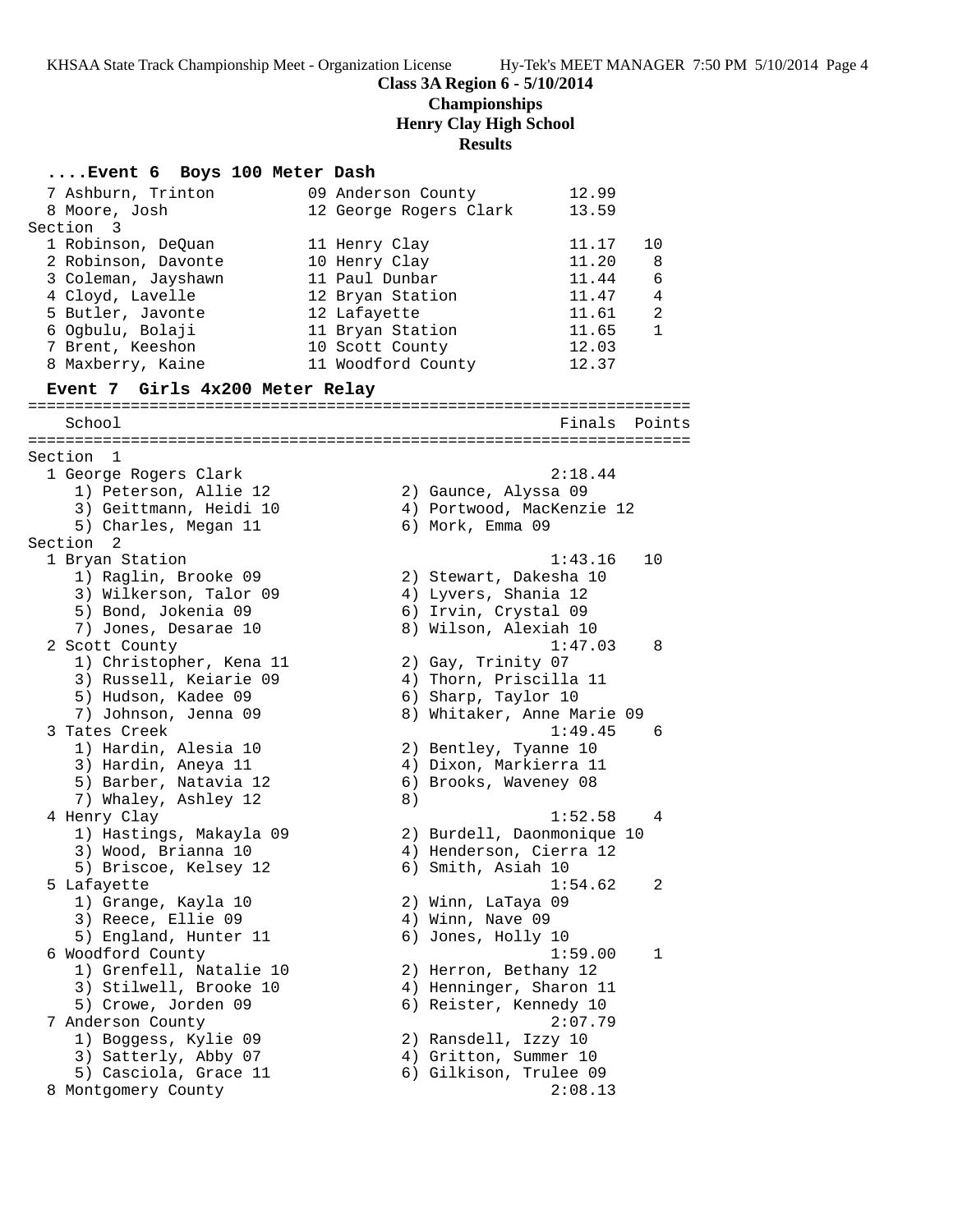**Class 3A Region 6 - 5/10/2014**
**Championships**
**Henry Clay High School**
**Results**

### ....Event 6 Boys 100 Meter Dash

```
  7 Ashburn, Trinton          09 Anderson County         12.99
  8 Moore, Josh               12 George Rogers Clark     13.59
Section  3
  1 Robinson, DeQuan          11 Henry Clay              11.17   10
  2 Robinson, Davonte         10 Henry Clay              11.20    8
  3 Coleman, Jayshawn         11 Paul Dunbar             11.44    6
  4 Cloyd, Lavelle            12 Bryan Station           11.47    4
  5 Butler, Javonte           12 Lafayette               11.61    2
  6 Ogbulu, Bolaji            11 Bryan Station           11.65    1
  7 Brent, Keeshon            10 Scott County            12.03
  8 Maxberry, Kaine           11 Woodford County         12.37
```

### Event 7 Girls 4x200 Meter Relay

```
=======================================================================
    School                                               Finals  Points
=======================================================================
Section  1
  1 George Rogers Clark                                 2:18.44
     1) Peterson, Allie 12             2) Gaunce, Alyssa 09
     3) Geittmann, Heidi 10            4) Portwood, MacKenzie 12
     5) Charles, Megan 11              6) Mork, Emma 09
Section  2
  1 Bryan Station                                       1:43.16   10
     1) Raglin, Brooke 09              2) Stewart, Dakesha 10
     3) Wilkerson, Talor 09            4) Lyvers, Shania 12
     5) Bond, Jokenia 09               6) Irvin, Crystal 09
     7) Jones, Desarae 10              8) Wilson, Alexiah 10
  2 Scott County                                        1:47.03    8
     1) Christopher, Kena 11           2) Gay, Trinity 07
     3) Russell, Keiarie 09            4) Thorn, Priscilla 11
     5) Hudson, Kadee 09               6) Sharp, Taylor 10
     7) Johnson, Jenna 09              8) Whitaker, Anne Marie 09
  3 Tates Creek                                         1:49.45    6
     1) Hardin, Alesia 10              2) Bentley, Tyanne 10
     3) Hardin, Aneya 11               4) Dixon, Markierra 11
     5) Barber, Natavia 12             6) Brooks, Waveney 08
     7) Whaley, Ashley 12              8)
  4 Henry Clay                                          1:52.58    4
     1) Hastings, Makayla 09           2) Burdell, Daonmonique 10
     3) Wood, Brianna 10               4) Henderson, Cierra 12
     5) Briscoe, Kelsey 12             6) Smith, Asiah 10
  5 Lafayette                                           1:54.62    2
     1) Grange, Kayla 10               2) Winn, LaTaya 09
     3) Reece, Ellie 09                4) Winn, Nave 09
     5) England, Hunter 11             6) Jones, Holly 10
  6 Woodford County                                     1:59.00    1
     1) Grenfell, Natalie 10           2) Herron, Bethany 12
     3) Stilwell, Brooke 10            4) Henninger, Sharon 11
     5) Crowe, Jorden 09               6) Reister, Kennedy 10
  7 Anderson County                                     2:07.79
     1) Boggess, Kylie 09              2) Ransdell, Izzy 10
     3) Satterly, Abby 07              4) Gritton, Summer 10
     5) Casciola, Grace 11             6) Gilkison, Trulee 09
  8 Montgomery County                                   2:08.13
```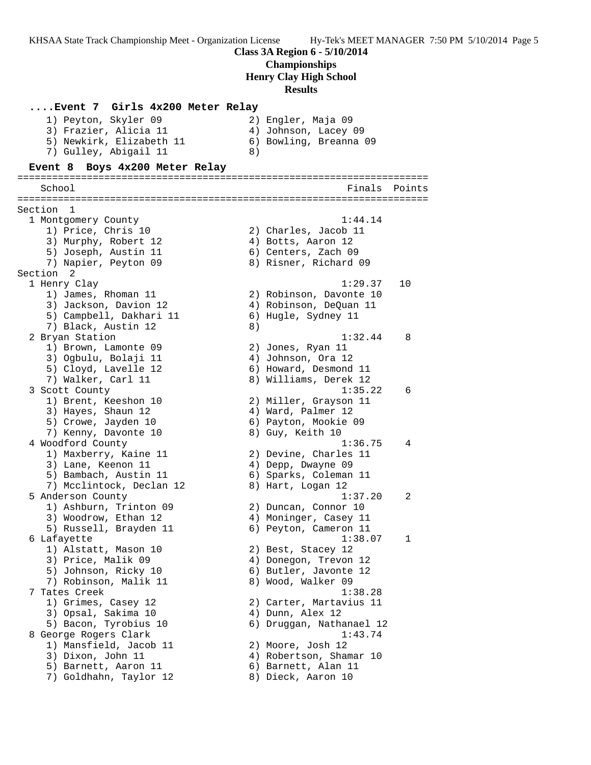**Class 3A Region 6 - 5/10/2014**

**Championships**

**Henry Clay High School**

**Results**

### ....Event 7 Girls 4x200 Meter Relay

```
    1) Peyton, Skyler 09              2) Engler, Maja 09
    3) Frazier, Alicia 11             4) Johnson, Lacey 09
    5) Newkirk, Elizabeth 11          6) Bowling, Breanna 09
    7) Gulley, Abigail 11             8)
```

### Event 8 Boys 4x200 Meter Relay

```
=======================================================================
    School                                               Finals  Points
=======================================================================
Section  1
  1 Montgomery County                                   1:44.14
     1) Price, Chris 10                2) Charles, Jacob 11
     3) Murphy, Robert 12              4) Botts, Aaron 12
     5) Joseph, Austin 11              6) Centers, Zach 09
     7) Napier, Peyton 09              8) Risner, Richard 09
Section  2
  1 Henry Clay                                          1:29.37   10
     1) James, Rhoman 11               2) Robinson, Davonte 10
     3) Jackson, Davion 12             4) Robinson, DeQuan 11
     5) Campbell, Dakhari 11           6) Hugle, Sydney 11
     7) Black, Austin 12               8)
  2 Bryan Station                                       1:32.44    8
     1) Brown, Lamonte 09              2) Jones, Ryan 11
     3) Ogbulu, Bolaji 11              4) Johnson, Ora 12
     5) Cloyd, Lavelle 12              6) Howard, Desmond 11
     7) Walker, Carl 11                8) Williams, Derek 12
  3 Scott County                                        1:35.22    6
     1) Brent, Keeshon 10              2) Miller, Grayson 11
     3) Hayes, Shaun 12                4) Ward, Palmer 12
     5) Crowe, Jayden 10               6) Payton, Mookie 09
     7) Kenny, Davonte 10              8) Guy, Keith 10
  4 Woodford County                                     1:36.75    4
     1) Maxberry, Kaine 11             2) Devine, Charles 11
     3) Lane, Keenon 11                4) Depp, Dwayne 09
     5) Bambach, Austin 11             6) Sparks, Coleman 11
     7) Mcclintock, Declan 12          8) Hart, Logan 12
  5 Anderson County                                     1:37.20    2
     1) Ashburn, Trinton 09            2) Duncan, Connor 10
     3) Woodrow, Ethan 12              4) Moninger, Casey 11
     5) Russell, Brayden 11            6) Peyton, Cameron 11
  6 Lafayette                                           1:38.07    1
     1) Alstatt, Mason 10              2) Best, Stacey 12
     3) Price, Malik 09                4) Donegon, Trevon 12
     5) Johnson, Ricky 10              6) Butler, Javonte 12
     7) Robinson, Malik 11             8) Wood, Walker 09
  7 Tates Creek                                         1:38.28
     1) Grimes, Casey 12               2) Carter, Martavius 11
     3) Opsal, Sakima 10               4) Dunn, Alex 12
     5) Bacon, Tyrobius 10             6) Druggan, Nathanael 12
  8 George Rogers Clark                                 1:43.74
     1) Mansfield, Jacob 11            2) Moore, Josh 12
     3) Dixon, John 11                 4) Robertson, Shamar 10
     5) Barnett, Aaron 11              6) Barnett, Alan 11
     7) Goldhahn, Taylor 12            8) Dieck, Aaron 10
```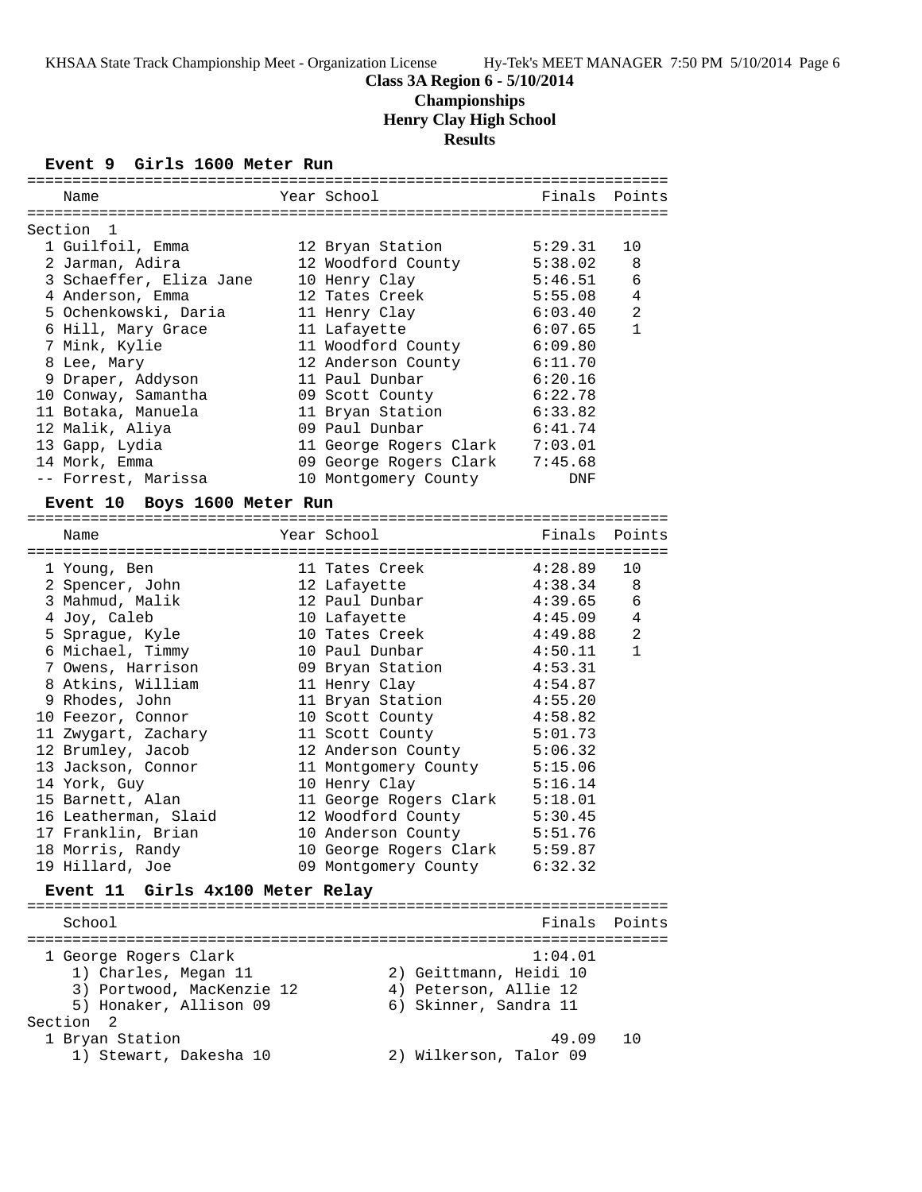**Class 3A Region 6 - 5/10/2014**
**Championships**
**Henry Clay High School**
**Results**

### Event 9 Girls 1600 Meter Run

Section 1

| Place | Name | Year | School | Finals | Points |
|---|---|---|---|---|---|
| 1 | Guilfoil, Emma | 12 | Bryan Station | 5:29.31 | 10 |
| 2 | Jarman, Adira | 12 | Woodford County | 5:38.02 | 8 |
| 3 | Schaeffer, Eliza Jane | 10 | Henry Clay | 5:46.51 | 6 |
| 4 | Anderson, Emma | 12 | Tates Creek | 5:55.08 | 4 |
| 5 | Ochenkowski, Daria | 11 | Henry Clay | 6:03.40 | 2 |
| 6 | Hill, Mary Grace | 11 | Lafayette | 6:07.65 | 1 |
| 7 | Mink, Kylie | 11 | Woodford County | 6:09.80 | |
| 8 | Lee, Mary | 12 | Anderson County | 6:11.70 | |
| 9 | Draper, Addyson | 11 | Paul Dunbar | 6:20.16 | |
| 10 | Conway, Samantha | 09 | Scott County | 6:22.78 | |
| 11 | Botaka, Manuela | 11 | Bryan Station | 6:33.82 | |
| 12 | Malik, Aliya | 09 | Paul Dunbar | 6:41.74 | |
| 13 | Gapp, Lydia | 11 | George Rogers Clark | 7:03.01 | |
| 14 | Mork, Emma | 09 | George Rogers Clark | 7:45.68 | |
| -- | Forrest, Marissa | 10 | Montgomery County | DNF | |

### Event 10 Boys 1600 Meter Run

| Place | Name | Year | School | Finals | Points |
|---|---|---|---|---|---|
| 1 | Young, Ben | 11 | Tates Creek | 4:28.89 | 10 |
| 2 | Spencer, John | 12 | Lafayette | 4:38.34 | 8 |
| 3 | Mahmud, Malik | 12 | Paul Dunbar | 4:39.65 | 6 |
| 4 | Joy, Caleb | 10 | Lafayette | 4:45.09 | 4 |
| 5 | Sprague, Kyle | 10 | Tates Creek | 4:49.88 | 2 |
| 6 | Michael, Timmy | 10 | Paul Dunbar | 4:50.11 | 1 |
| 7 | Owens, Harrison | 09 | Bryan Station | 4:53.31 | |
| 8 | Atkins, William | 11 | Henry Clay | 4:54.87 | |
| 9 | Rhodes, John | 11 | Bryan Station | 4:55.20 | |
| 10 | Feezor, Connor | 10 | Scott County | 4:58.82 | |
| 11 | Zwygart, Zachary | 11 | Scott County | 5:01.73 | |
| 12 | Brumley, Jacob | 12 | Anderson County | 5:06.32 | |
| 13 | Jackson, Connor | 11 | Montgomery County | 5:15.06 | |
| 14 | York, Guy | 10 | Henry Clay | 5:16.14 | |
| 15 | Barnett, Alan | 11 | George Rogers Clark | 5:18.01 | |
| 16 | Leatherman, Slaid | 12 | Woodford County | 5:30.45 | |
| 17 | Franklin, Brian | 10 | Anderson County | 5:51.76 | |
| 18 | Morris, Randy | 10 | George Rogers Clark | 5:59.87 | |
| 19 | Hillard, Joe | 09 | Montgomery County | 6:32.32 | |

### Event 11 Girls 4x100 Meter Relay

| Place | School | Finals | Points |
|---|---|---|---|
| 1 | George Rogers Clark | 1:04.01 | |

1) Charles, Megan 11 2) Geittmann, Heidi 10
3) Portwood, MacKenzie 12 4) Peterson, Allie 12
5) Honaker, Allison 09 6) Skinner, Sandra 11

Section 2

| Place | School | Finals | Points |
|---|---|---|---|
| 1 | Bryan Station | 49.09 | 10 |

1) Stewart, Dakesha 10 2) Wilkerson, Talor 09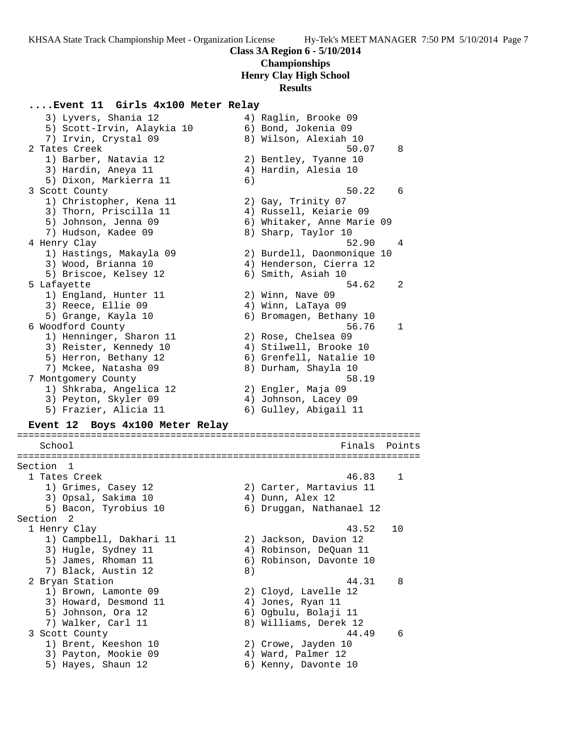**Class 3A Region 6 - 5/10/2014**
**Championships**
**Henry Clay High School**
**Results**

### ....Event 11 Girls 4x100 Meter Relay

```
    3) Lyvers, Shania 12              4) Raglin, Brooke 09
    5) Scott-Irvin, Alaykia 10        6) Bond, Jokenia 09
    7) Irvin, Crystal 09              8) Wilson, Alexiah 10
  2 Tates Creek                                        50.07    8
    1) Barber, Natavia 12             2) Bentley, Tyanne 10
    3) Hardin, Aneya 11               4) Hardin, Alesia 10
    5) Dixon, Markierra 11            6)
  3 Scott County                                       50.22    6
    1) Christopher, Kena 11           2) Gay, Trinity 07
    3) Thorn, Priscilla 11            4) Russell, Keiarie 09
    5) Johnson, Jenna 09              6) Whitaker, Anne Marie 09
    7) Hudson, Kadee 09               8) Sharp, Taylor 10
  4 Henry Clay                                         52.90    4
    1) Hastings, Makayla 09           2) Burdell, Daonmonique 10
    3) Wood, Brianna 10               4) Henderson, Cierra 12
    5) Briscoe, Kelsey 12             6) Smith, Asiah 10
  5 Lafayette                                          54.62    2
    1) England, Hunter 11             2) Winn, Nave 09
    3) Reece, Ellie 09                4) Winn, LaTaya 09
    5) Grange, Kayla 10               6) Bromagen, Bethany 10
  6 Woodford County                                    56.76    1
    1) Henninger, Sharon 11           2) Rose, Chelsea 09
    3) Reister, Kennedy 10            4) Stilwell, Brooke 10
    5) Herron, Bethany 12             6) Grenfell, Natalie 10
    7) Mckee, Natasha 09              8) Durham, Shayla 10
  7 Montgomery County                                  58.19
    1) Shkraba, Angelica 12           2) Engler, Maja 09
    3) Peyton, Skyler 09              4) Johnson, Lacey 09
    5) Frazier, Alicia 11             6) Gulley, Abigail 11
```

### Event 12 Boys 4x100 Meter Relay

```
=====================================================================
    School                                            Finals  Points
=====================================================================
Section  1
  1 Tates Creek                                        46.83    1
    1) Grimes, Casey 12               2) Carter, Martavius 11
    3) Opsal, Sakima 10               4) Dunn, Alex 12
    5) Bacon, Tyrobius 10             6) Druggan, Nathanael 12
Section  2
  1 Henry Clay                                         43.52   10
    1) Campbell, Dakhari 11           2) Jackson, Davion 12
    3) Hugle, Sydney 11               4) Robinson, DeQuan 11
    5) James, Rhoman 11               6) Robinson, Davonte 10
    7) Black, Austin 12               8)
  2 Bryan Station                                      44.31    8
    1) Brown, Lamonte 09              2) Cloyd, Lavelle 12
    3) Howard, Desmond 11             4) Jones, Ryan 11
    5) Johnson, Ora 12                6) Ogbulu, Bolaji 11
    7) Walker, Carl 11                8) Williams, Derek 12
  3 Scott County                                       44.49    6
    1) Brent, Keeshon 10              2) Crowe, Jayden 10
    3) Payton, Mookie 09              4) Ward, Palmer 12
    5) Hayes, Shaun 12                6) Kenny, Davonte 10
```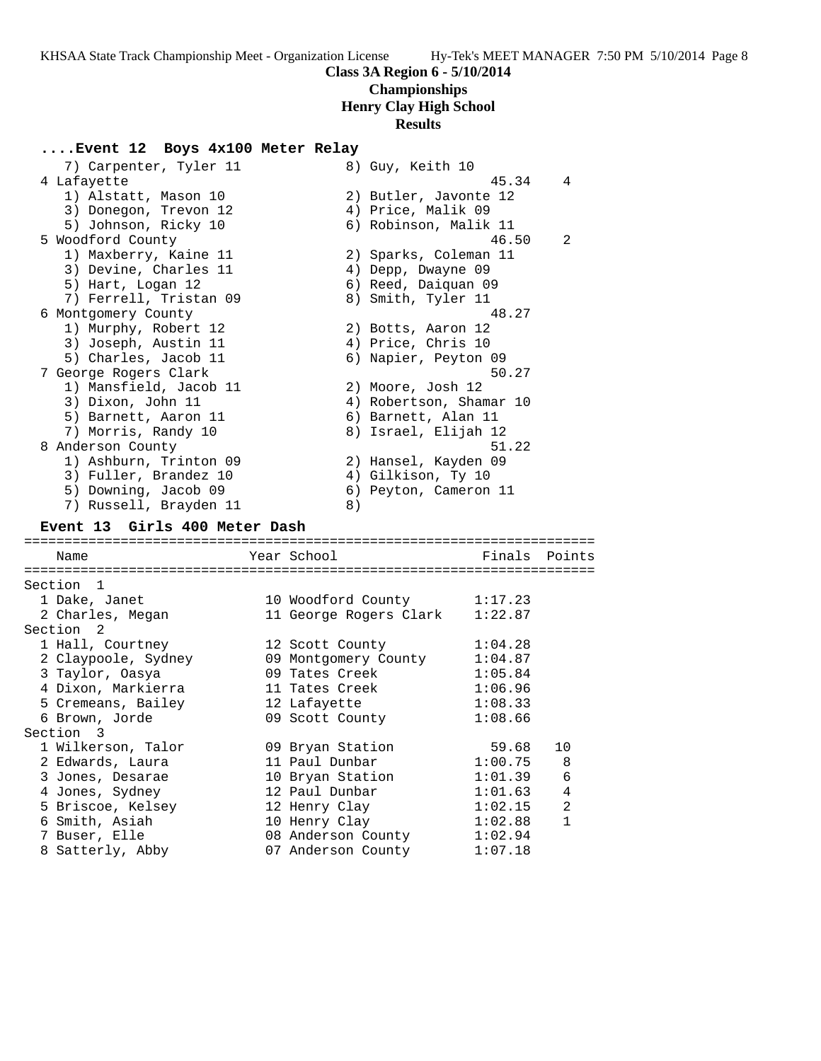## Class 3A Region 6 - 5/10/2014

### Championships

### Henry Clay High School

### Results

#### ....Event 12 Boys 4x100 Meter Relay

```
   7) Carpenter, Tyler 11             8) Guy, Keith 10
 4 Lafayette                                          45.34    4
   1) Alstatt, Mason 10               2) Butler, Javonte 12
   3) Donegon, Trevon 12              4) Price, Malik 09
   5) Johnson, Ricky 10               6) Robinson, Malik 11
 5 Woodford County                                    46.50    2
   1) Maxberry, Kaine 11              2) Sparks, Coleman 11
   3) Devine, Charles 11              4) Depp, Dwayne 09
   5) Hart, Logan 12                  6) Reed, Daiquan 09
   7) Ferrell, Tristan 09             8) Smith, Tyler 11
 6 Montgomery County                                  48.27
   1) Murphy, Robert 12               2) Botts, Aaron 12
   3) Joseph, Austin 11               4) Price, Chris 10
   5) Charles, Jacob 11               6) Napier, Peyton 09
 7 George Rogers Clark                                50.27
   1) Mansfield, Jacob 11             2) Moore, Josh 12
   3) Dixon, John 11                  4) Robertson, Shamar 10
   5) Barnett, Aaron 11               6) Barnett, Alan 11
   7) Morris, Randy 10                8) Israel, Elijah 12
 8 Anderson County                                    51.22
   1) Ashburn, Trinton 09             2) Hansel, Kayden 09
   3) Fuller, Brandez 10              4) Gilkison, Ty 10
   5) Downing, Jacob 09               6) Peyton, Cameron 11
   7) Russell, Brayden 11             8)
```

#### Event 13 Girls 400 Meter Dash

```
=======================================================================
    Name                    Year School                  Finals  Points
=======================================================================
Section  1
  1 Dake, Janet              10 Woodford County         1:17.23
  2 Charles, Megan           11 George Rogers Clark     1:22.87
Section  2
  1 Hall, Courtney           12 Scott County            1:04.28
  2 Claypoole, Sydney        09 Montgomery County       1:04.87
  3 Taylor, Oasya            09 Tates Creek             1:05.84
  4 Dixon, Markierra         11 Tates Creek             1:06.96
  5 Cremeans, Bailey         12 Lafayette               1:08.33
  6 Brown, Jorde             09 Scott County            1:08.66
Section  3
  1 Wilkerson, Talor         09 Bryan Station             59.68   10
  2 Edwards, Laura           11 Paul Dunbar             1:00.75    8
  3 Jones, Desarae           10 Bryan Station           1:01.39    6
  4 Jones, Sydney            12 Paul Dunbar             1:01.63    4
  5 Briscoe, Kelsey          12 Henry Clay              1:02.15    2
  6 Smith, Asiah             10 Henry Clay              1:02.88    1
  7 Buser, Elle              08 Anderson County         1:02.94
  8 Satterly, Abby           07 Anderson County         1:07.18
```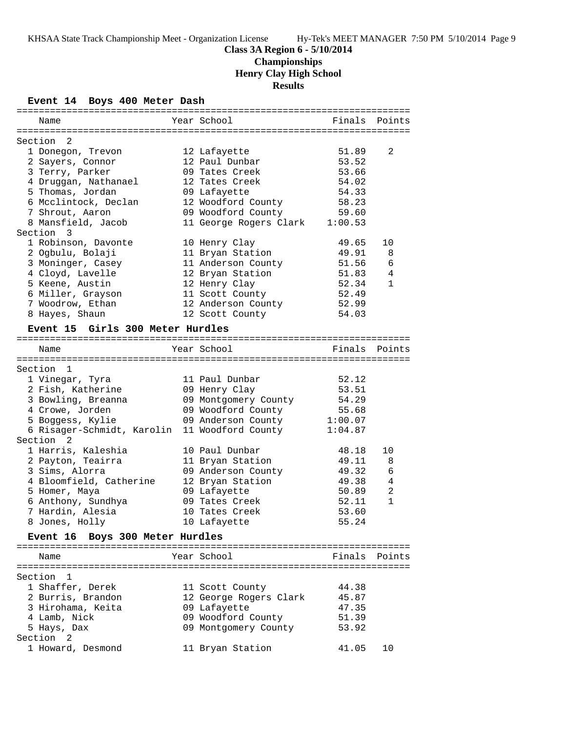**Class 3A Region 6 - 5/10/2014**
**Championships**
**Henry Clay High School**
**Results**

### Event 14 Boys 400 Meter Dash

| Name | Year | School | Finals | Points |
|---|---|---|---|---|
| **Section 2** | | | | |
| 1 Donegon, Trevon | 12 | Lafayette | 51.89 | 2 |
| 2 Sayers, Connor | 12 | Paul Dunbar | 53.52 | |
| 3 Terry, Parker | 09 | Tates Creek | 53.66 | |
| 4 Druggan, Nathanael | 12 | Tates Creek | 54.02 | |
| 5 Thomas, Jordan | 09 | Lafayette | 54.33 | |
| 6 Mcclintock, Declan | 12 | Woodford County | 58.23 | |
| 7 Shrout, Aaron | 09 | Woodford County | 59.60 | |
| 8 Mansfield, Jacob | 11 | George Rogers Clark | 1:00.53 | |
| **Section 3** | | | | |
| 1 Robinson, Davonte | 10 | Henry Clay | 49.65 | 10 |
| 2 Ogbulu, Bolaji | 11 | Bryan Station | 49.91 | 8 |
| 3 Moninger, Casey | 11 | Anderson County | 51.56 | 6 |
| 4 Cloyd, Lavelle | 12 | Bryan Station | 51.83 | 4 |
| 5 Keene, Austin | 12 | Henry Clay | 52.34 | 1 |
| 6 Miller, Grayson | 11 | Scott County | 52.49 | |
| 7 Woodrow, Ethan | 12 | Anderson County | 52.99 | |
| 8 Hayes, Shaun | 12 | Scott County | 54.03 | |

### Event 15 Girls 300 Meter Hurdles

| Name | Year | School | Finals | Points |
|---|---|---|---|---|
| **Section 1** | | | | |
| 1 Vinegar, Tyra | 11 | Paul Dunbar | 52.12 | |
| 2 Fish, Katherine | 09 | Henry Clay | 53.51 | |
| 3 Bowling, Breanna | 09 | Montgomery County | 54.29 | |
| 4 Crowe, Jorden | 09 | Woodford County | 55.68 | |
| 5 Boggess, Kylie | 09 | Anderson County | 1:00.07 | |
| 6 Risager-Schmidt, Karolin | 11 | Woodford County | 1:04.87 | |
| **Section 2** | | | | |
| 1 Harris, Kaleshia | 10 | Paul Dunbar | 48.18 | 10 |
| 2 Payton, Teairra | 11 | Bryan Station | 49.11 | 8 |
| 3 Sims, Alorra | 09 | Anderson County | 49.32 | 6 |
| 4 Bloomfield, Catherine | 12 | Bryan Station | 49.38 | 4 |
| 5 Homer, Maya | 09 | Lafayette | 50.89 | 2 |
| 6 Anthony, Sundhya | 09 | Tates Creek | 52.11 | 1 |
| 7 Hardin, Alesia | 10 | Tates Creek | 53.60 | |
| 8 Jones, Holly | 10 | Lafayette | 55.24 | |

### Event 16 Boys 300 Meter Hurdles

| Name | Year | School | Finals | Points |
|---|---|---|---|---|
| **Section 1** | | | | |
| 1 Shaffer, Derek | 11 | Scott County | 44.38 | |
| 2 Burris, Brandon | 12 | George Rogers Clark | 45.87 | |
| 3 Hirohama, Keita | 09 | Lafayette | 47.35 | |
| 4 Lamb, Nick | 09 | Woodford County | 51.39 | |
| 5 Hays, Dax | 09 | Montgomery County | 53.92 | |
| **Section 2** | | | | |
| 1 Howard, Desmond | 11 | Bryan Station | 41.05 | 10 |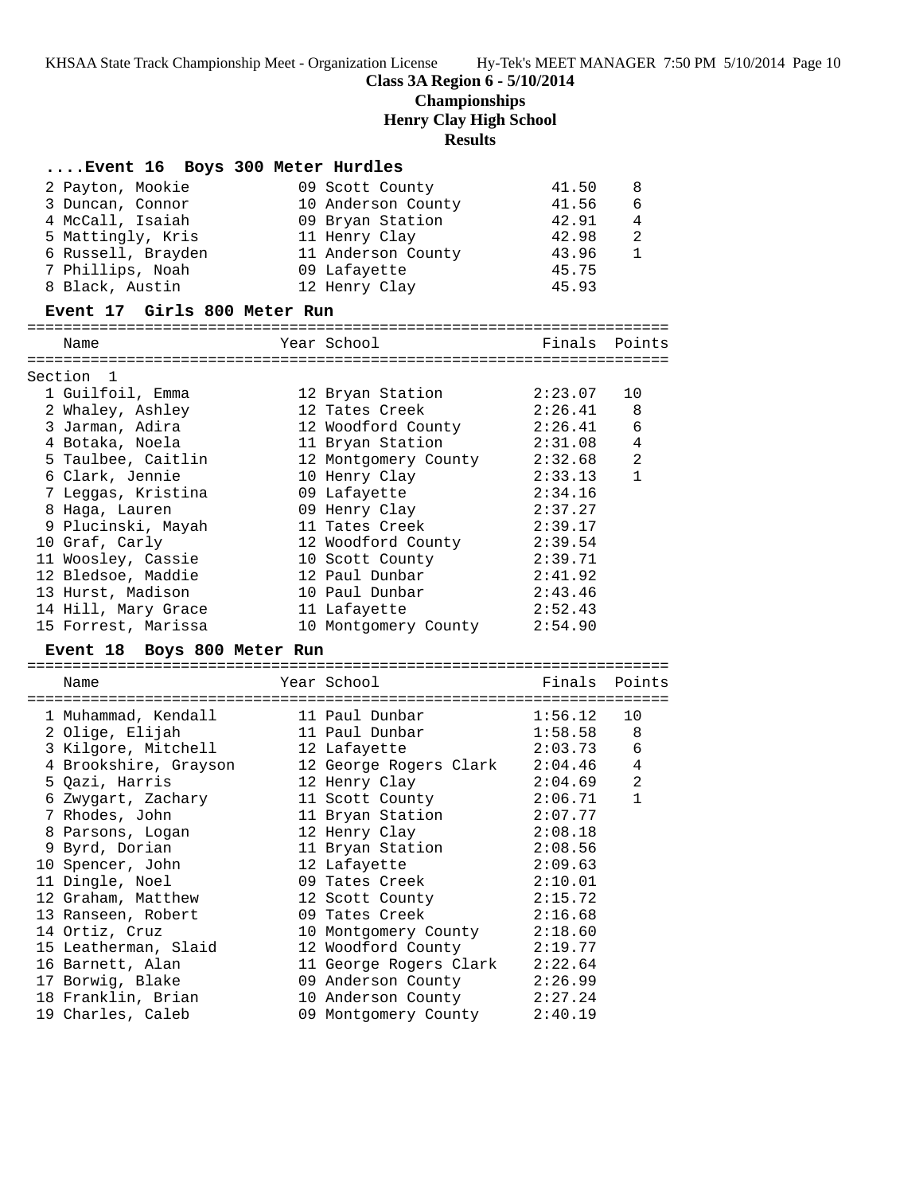**Class 3A Region 6 - 5/10/2014**

**Championships**

**Henry Clay High School**

**Results**

### ....Event 16 Boys 300 Meter Hurdles

| Place | Name | Year | School | Finals | Points |
|---|---|---|---|---|---|
| 2 | Payton, Mookie | 09 | Scott County | 41.50 | 8 |
| 3 | Duncan, Connor | 10 | Anderson County | 41.56 | 6 |
| 4 | McCall, Isaiah | 09 | Bryan Station | 42.91 | 4 |
| 5 | Mattingly, Kris | 11 | Henry Clay | 42.98 | 2 |
| 6 | Russell, Brayden | 11 | Anderson County | 43.96 | 1 |
| 7 | Phillips, Noah | 09 | Lafayette | 45.75 | |
| 8 | Black, Austin | 12 | Henry Clay | 45.93 | |

### Event 17 Girls 800 Meter Run

Section 1

| Place | Name | Year | School | Finals | Points |
|---|---|---|---|---|---|
| 1 | Guilfoil, Emma | 12 | Bryan Station | 2:23.07 | 10 |
| 2 | Whaley, Ashley | 12 | Tates Creek | 2:26.41 | 8 |
| 3 | Jarman, Adira | 12 | Woodford County | 2:26.41 | 6 |
| 4 | Botaka, Noela | 11 | Bryan Station | 2:31.08 | 4 |
| 5 | Taulbee, Caitlin | 12 | Montgomery County | 2:32.68 | 2 |
| 6 | Clark, Jennie | 10 | Henry Clay | 2:33.13 | 1 |
| 7 | Leggas, Kristina | 09 | Lafayette | 2:34.16 | |
| 8 | Haga, Lauren | 09 | Henry Clay | 2:37.27 | |
| 9 | Plucinski, Mayah | 11 | Tates Creek | 2:39.17 | |
| 10 | Graf, Carly | 12 | Woodford County | 2:39.54 | |
| 11 | Woosley, Cassie | 10 | Scott County | 2:39.71 | |
| 12 | Bledsoe, Maddie | 12 | Paul Dunbar | 2:41.92 | |
| 13 | Hurst, Madison | 10 | Paul Dunbar | 2:43.46 | |
| 14 | Hill, Mary Grace | 11 | Lafayette | 2:52.43 | |
| 15 | Forrest, Marissa | 10 | Montgomery County | 2:54.90 | |

### Event 18 Boys 800 Meter Run

| Place | Name | Year | School | Finals | Points |
|---|---|---|---|---|---|
| 1 | Muhammad, Kendall | 11 | Paul Dunbar | 1:56.12 | 10 |
| 2 | Olige, Elijah | 11 | Paul Dunbar | 1:58.58 | 8 |
| 3 | Kilgore, Mitchell | 12 | Lafayette | 2:03.73 | 6 |
| 4 | Brookshire, Grayson | 12 | George Rogers Clark | 2:04.46 | 4 |
| 5 | Qazi, Harris | 12 | Henry Clay | 2:04.69 | 2 |
| 6 | Zwygart, Zachary | 11 | Scott County | 2:06.71 | 1 |
| 7 | Rhodes, John | 11 | Bryan Station | 2:07.77 | |
| 8 | Parsons, Logan | 12 | Henry Clay | 2:08.18 | |
| 9 | Byrd, Dorian | 11 | Bryan Station | 2:08.56 | |
| 10 | Spencer, John | 12 | Lafayette | 2:09.63 | |
| 11 | Dingle, Noel | 09 | Tates Creek | 2:10.01 | |
| 12 | Graham, Matthew | 12 | Scott County | 2:15.72 | |
| 13 | Ranseen, Robert | 09 | Tates Creek | 2:16.68 | |
| 14 | Ortiz, Cruz | 10 | Montgomery County | 2:18.60 | |
| 15 | Leatherman, Slaid | 12 | Woodford County | 2:19.77 | |
| 16 | Barnett, Alan | 11 | George Rogers Clark | 2:22.64 | |
| 17 | Borwig, Blake | 09 | Anderson County | 2:26.99 | |
| 18 | Franklin, Brian | 10 | Anderson County | 2:27.24 | |
| 19 | Charles, Caleb | 09 | Montgomery County | 2:40.19 | |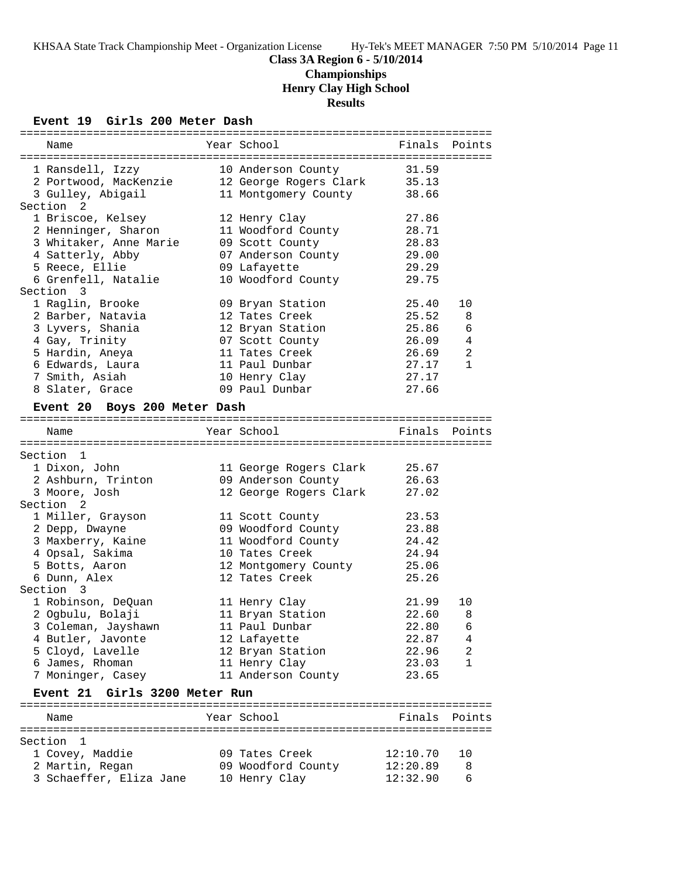## Class 3A Region 6 - 5/10/2014
## Championships
## Henry Clay High School
## Results

### Event 19 Girls 200 Meter Dash

| Name | Year | School | Finals | Points |
|---|---|---|---|---|
| 1 Ransdell, Izzy | 10 | Anderson County | 31.59 | |
| 2 Portwood, MacKenzie | 12 | George Rogers Clark | 35.13 | |
| 3 Gulley, Abigail | 11 | Montgomery County | 38.66 | |
| **Section 2** | | | | |
| 1 Briscoe, Kelsey | 12 | Henry Clay | 27.86 | |
| 2 Henninger, Sharon | 11 | Woodford County | 28.71 | |
| 3 Whitaker, Anne Marie | 09 | Scott County | 28.83 | |
| 4 Satterly, Abby | 07 | Anderson County | 29.00 | |
| 5 Reece, Ellie | 09 | Lafayette | 29.29 | |
| 6 Grenfell, Natalie | 10 | Woodford County | 29.75 | |
| **Section 3** | | | | |
| 1 Raglin, Brooke | 09 | Bryan Station | 25.40 | 10 |
| 2 Barber, Natavia | 12 | Tates Creek | 25.52 | 8 |
| 3 Lyvers, Shania | 12 | Bryan Station | 25.86 | 6 |
| 4 Gay, Trinity | 07 | Scott County | 26.09 | 4 |
| 5 Hardin, Aneya | 11 | Tates Creek | 26.69 | 2 |
| 6 Edwards, Laura | 11 | Paul Dunbar | 27.17 | 1 |
| 7 Smith, Asiah | 10 | Henry Clay | 27.17 | |
| 8 Slater, Grace | 09 | Paul Dunbar | 27.66 | |

### Event 20 Boys 200 Meter Dash

| Name | Year | School | Finals | Points |
|---|---|---|---|---|
| **Section 1** | | | | |
| 1 Dixon, John | 11 | George Rogers Clark | 25.67 | |
| 2 Ashburn, Trinton | 09 | Anderson County | 26.63 | |
| 3 Moore, Josh | 12 | George Rogers Clark | 27.02 | |
| **Section 2** | | | | |
| 1 Miller, Grayson | 11 | Scott County | 23.53 | |
| 2 Depp, Dwayne | 09 | Woodford County | 23.88 | |
| 3 Maxberry, Kaine | 11 | Woodford County | 24.42 | |
| 4 Opsal, Sakima | 10 | Tates Creek | 24.94 | |
| 5 Botts, Aaron | 12 | Montgomery County | 25.06 | |
| 6 Dunn, Alex | 12 | Tates Creek | 25.26 | |
| **Section 3** | | | | |
| 1 Robinson, DeQuan | 11 | Henry Clay | 21.99 | 10 |
| 2 Ogbulu, Bolaji | 11 | Bryan Station | 22.60 | 8 |
| 3 Coleman, Jayshawn | 11 | Paul Dunbar | 22.80 | 6 |
| 4 Butler, Javonte | 12 | Lafayette | 22.87 | 4 |
| 5 Cloyd, Lavelle | 12 | Bryan Station | 22.96 | 2 |
| 6 James, Rhoman | 11 | Henry Clay | 23.03 | 1 |
| 7 Moninger, Casey | 11 | Anderson County | 23.65 | |

### Event 21 Girls 3200 Meter Run

| Name | Year | School | Finals | Points |
|---|---|---|---|---|
| **Section 1** | | | | |
| 1 Covey, Maddie | 09 | Tates Creek | 12:10.70 | 10 |
| 2 Martin, Regan | 09 | Woodford County | 12:20.89 | 8 |
| 3 Schaeffer, Eliza Jane | 10 | Henry Clay | 12:32.90 | 6 |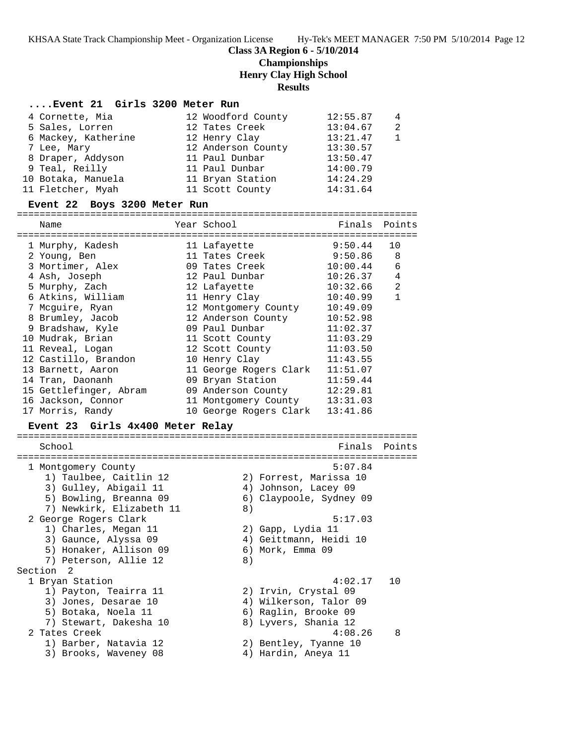Class 3A Region 6 - 5/10/2014

Championships

Henry Clay High School

Results

### ....Event 21 Girls 3200 Meter Run

| Place | Name | Year | School | Finals | Points |
|---|---|---|---|---|---|
| 4 | Cornette, Mia | 12 | Woodford County | 12:55.87 | 4 |
| 5 | Sales, Lorren | 12 | Tates Creek | 13:04.67 | 2 |
| 6 | Mackey, Katherine | 12 | Henry Clay | 13:21.47 | 1 |
| 7 | Lee, Mary | 12 | Anderson County | 13:30.57 | |
| 8 | Draper, Addyson | 11 | Paul Dunbar | 13:50.47 | |
| 9 | Teal, Reilly | 11 | Paul Dunbar | 14:00.79 | |
| 10 | Botaka, Manuela | 11 | Bryan Station | 14:24.29 | |
| 11 | Fletcher, Myah | 11 | Scott County | 14:31.64 | |

### Event 22 Boys 3200 Meter Run

| Place | Name | Year | School | Finals | Points |
|---|---|---|---|---|---|
| 1 | Murphy, Kadesh | 11 | Lafayette | 9:50.44 | 10 |
| 2 | Young, Ben | 11 | Tates Creek | 9:50.86 | 8 |
| 3 | Mortimer, Alex | 09 | Tates Creek | 10:00.44 | 6 |
| 4 | Ash, Joseph | 12 | Paul Dunbar | 10:26.37 | 4 |
| 5 | Murphy, Zach | 12 | Lafayette | 10:32.66 | 2 |
| 6 | Atkins, William | 11 | Henry Clay | 10:40.99 | 1 |
| 7 | Mcguire, Ryan | 12 | Montgomery County | 10:49.09 | |
| 8 | Brumley, Jacob | 12 | Anderson County | 10:52.98 | |
| 9 | Bradshaw, Kyle | 09 | Paul Dunbar | 11:02.37 | |
| 10 | Mudrak, Brian | 11 | Scott County | 11:03.29 | |
| 11 | Reveal, Logan | 12 | Scott County | 11:03.50 | |
| 12 | Castillo, Brandon | 10 | Henry Clay | 11:43.55 | |
| 13 | Barnett, Aaron | 11 | George Rogers Clark | 11:51.07 | |
| 14 | Tran, Daonanh | 09 | Bryan Station | 11:59.44 | |
| 15 | Gettlefinger, Abram | 09 | Anderson County | 12:29.81 | |
| 16 | Jackson, Connor | 11 | Montgomery County | 13:31.03 | |
| 17 | Morris, Randy | 10 | George Rogers Clark | 13:41.86 | |

### Event 23 Girls 4x400 Meter Relay

| Place | School | Finals | Points |
|---|---|---|---|
| 1 | Montgomery County | 5:07.84 | |
| | 1) Taulbee, Caitlin 12; 2) Forrest, Marissa 10; 3) Gulley, Abigail 11; 4) Johnson, Lacey 09; 5) Bowling, Breanna 09; 6) Claypoole, Sydney 09; 7) Newkirk, Elizabeth 11; 8) | | |
| 2 | George Rogers Clark | 5:17.03 | |
| | 1) Charles, Megan 11; 2) Gapp, Lydia 11; 3) Gaunce, Alyssa 09; 4) Geittmann, Heidi 10; 5) Honaker, Allison 09; 6) Mork, Emma 09; 7) Peterson, Allie 12; 8) | | |
| **Section 2** | | | |
| 1 | Bryan Station | 4:02.17 | 10 |
| | 1) Payton, Teairra 11; 2) Irvin, Crystal 09; 3) Jones, Desarae 10; 4) Wilkerson, Talor 09; 5) Botaka, Noela 11; 6) Raglin, Brooke 09; 7) Stewart, Dakesha 10; 8) Lyvers, Shania 12 | | |
| 2 | Tates Creek | 4:08.26 | 8 |
| | 1) Barber, Natavia 12; 2) Bentley, Tyanne 10; 3) Brooks, Waveney 08; 4) Hardin, Aneya 11 | | |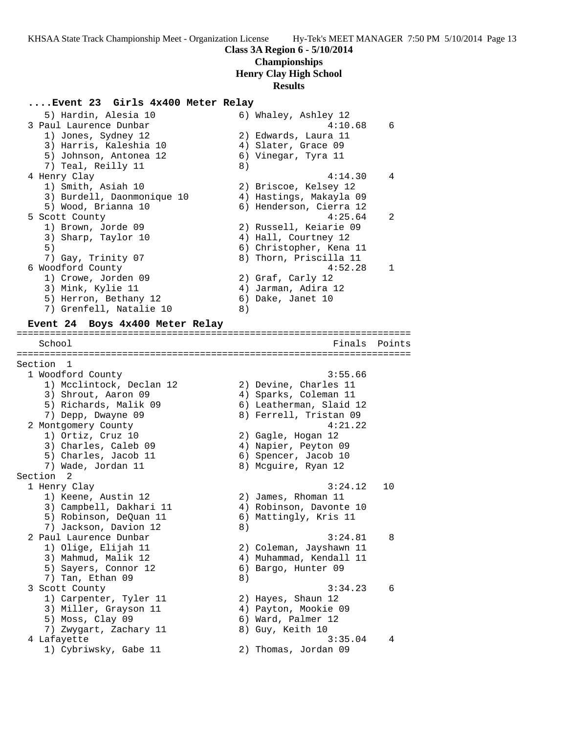**Class 3A Region 6 - 5/10/2014**
**Championships**
**Henry Clay High School**
**Results**

### ....Event 23 Girls 4x400 Meter Relay

```
    5) Hardin, Alesia 10              6) Whaley, Ashley 12
 3 Paul Laurence Dunbar                         4:10.68    6
    1) Jones, Sydney 12               2) Edwards, Laura 11
    3) Harris, Kaleshia 10            4) Slater, Grace 09
    5) Johnson, Antonea 12            6) Vinegar, Tyra 11
    7) Teal, Reilly 11                8)
 4 Henry Clay                                   4:14.30    4
    1) Smith, Asiah 10                2) Briscoe, Kelsey 12
    3) Burdell, Daonmonique 10        4) Hastings, Makayla 09
    5) Wood, Brianna 10               6) Henderson, Cierra 12
 5 Scott County                                 4:25.64    2
    1) Brown, Jorde 09                2) Russell, Keiarie 09
    3) Sharp, Taylor 10               4) Hall, Courtney 12
    5)                                6) Christopher, Kena 11
    7) Gay, Trinity 07                8) Thorn, Priscilla 11
 6 Woodford County                              4:52.28    1
    1) Crowe, Jorden 09               2) Graf, Carly 12
    3) Mink, Kylie 11                 4) Jarman, Adira 12
    5) Herron, Bethany 12             6) Dake, Janet 10
    7) Grenfell, Natalie 10           8)
```

### Event 24 Boys 4x400 Meter Relay

```
=======================================================================
    School                                       Finals  Points
=======================================================================
Section  1
 1 Woodford County                              3:55.66
    1) Mcclintock, Declan 12          2) Devine, Charles 11
    3) Shrout, Aaron 09               4) Sparks, Coleman 11
    5) Richards, Malik 09             6) Leatherman, Slaid 12
    7) Depp, Dwayne 09                8) Ferrell, Tristan 09
 2 Montgomery County                            4:21.22
    1) Ortiz, Cruz 10                 2) Gagle, Hogan 12
    3) Charles, Caleb 09              4) Napier, Peyton 09
    5) Charles, Jacob 11              6) Spencer, Jacob 10
    7) Wade, Jordan 11                8) Mcguire, Ryan 12
Section  2
 1 Henry Clay                                   3:24.12   10
    1) Keene, Austin 12               2) James, Rhoman 11
    3) Campbell, Dakhari 11           4) Robinson, Davonte 10
    5) Robinson, DeQuan 11            6) Mattingly, Kris 11
    7) Jackson, Davion 12             8)
 2 Paul Laurence Dunbar                         3:24.81    8
    1) Olige, Elijah 11               2) Coleman, Jayshawn 11
    3) Mahmud, Malik 12               4) Muhammad, Kendall 11
    5) Sayers, Connor 12              6) Bargo, Hunter 09
    7) Tan, Ethan 09                  8)
 3 Scott County                                 3:34.23    6
    1) Carpenter, Tyler 11            2) Hayes, Shaun 12
    3) Miller, Grayson 11             4) Payton, Mookie 09
    5) Moss, Clay 09                  6) Ward, Palmer 12
    7) Zwygart, Zachary 11            8) Guy, Keith 10
 4 Lafayette                                    3:35.04    4
    1) Cybriwsky, Gabe 11             2) Thomas, Jordan 09
```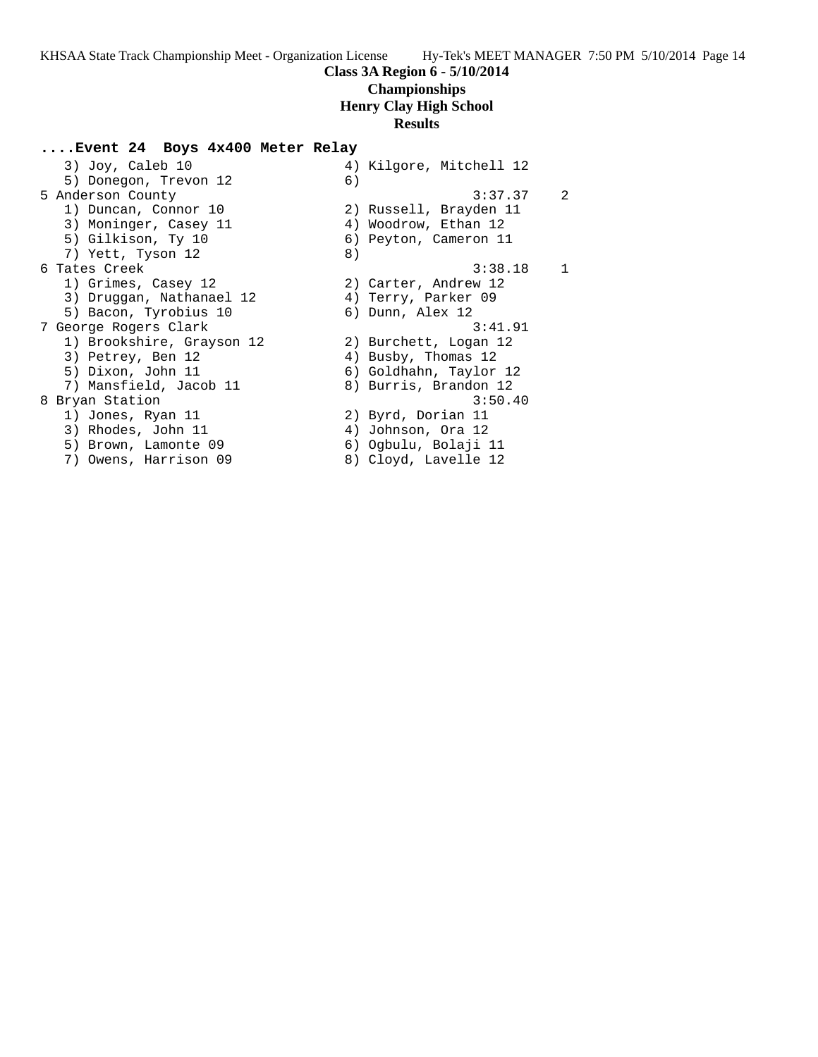**Class 3A Region 6 - 5/10/2014**

**Championships**

**Henry Clay High School**

**Results**

**....Event 24 Boys 4x400 Meter Relay**

```
   3) Joy, Caleb 10                    4) Kilgore, Mitchell 12
   5) Donegon, Trevon 12               6)
5 Anderson County                                 3:37.37    2
   1) Duncan, Connor 10                2) Russell, Brayden 11
   3) Moninger, Casey 11               4) Woodrow, Ethan 12
   5) Gilkison, Ty 10                  6) Peyton, Cameron 11
   7) Yett, Tyson 12                   8)
6 Tates Creek                                     3:38.18    1
   1) Grimes, Casey 12                 2) Carter, Andrew 12
   3) Druggan, Nathanael 12            4) Terry, Parker 09
   5) Bacon, Tyrobius 10               6) Dunn, Alex 12
7 George Rogers Clark                             3:41.91
   1) Brookshire, Grayson 12           2) Burchett, Logan 12
   3) Petrey, Ben 12                   4) Busby, Thomas 12
   5) Dixon, John 11                   6) Goldhahn, Taylor 12
   7) Mansfield, Jacob 11              8) Burris, Brandon 12
8 Bryan Station                                   3:50.40
   1) Jones, Ryan 11                   2) Byrd, Dorian 11
   3) Rhodes, John 11                  4) Johnson, Ora 12
   5) Brown, Lamonte 09                6) Ogbulu, Bolaji 11
   7) Owens, Harrison 09               8) Cloyd, Lavelle 12
```